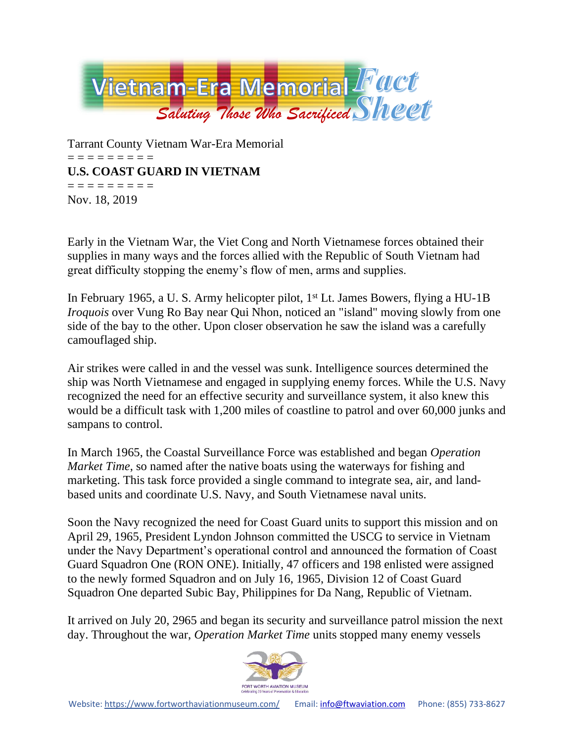Tarrant County Vietnam War-Era Memorial

= = = = = = = = =

**U.S. COAST GUARD IN VIETNAM**

= = = = = = = = =

Nov. 18, 2019

Early in the Vietnam War, the Viet Cong and North Vietnamese forces obtained their supplies in many ways and the forces allied with the Republic of South Vietnam had great difficulty stopping the enemy's flow of men, arms and supplies.

In February 1965, a U. S. Army helicopter pilot, 1st Lt. James Bowers, flying a HU-1B *Iroquois* over Vung Ro Bay near Qui Nhon, noticed an "island" moving slowly from one side of the bay to the other. Upon closer observation he saw the island was a carefully camouflaged ship.

Air strikes were called in and the vessel was sunk. Intelligence sources determined the ship was North Vietnamese and engaged in supplying enemy forces. While the U.S. Navy recognized the need for an effective security and surveillance system, it also knew this would be a difficult task with 1,200 miles of coastline to patrol and over 60,000 junks and sampans to control.

In March 1965, the Coastal Surveillance Force was established and began *Operation Market Time*, so named after the native boats using the waterways for fishing and marketing. This task force provided a single command to integrate sea, air, and land-based units and coordinate U.S. Navy, and South Vietnamese naval units.

Soon the Navy recognized the need for Coast Guard units to support this mission and on April 29, 1965, President Lyndon Johnson committed the USCG to service in Vietnam under the Navy Department's operational control and announced the formation of Coast Guard Squadron One (RON ONE). Initially, 47 officers and 198 enlisted were assigned to the newly formed Squadron and on July 16, 1965, Division 12 of Coast Guard Squadron One departed Subic Bay, Philippines for Da Nang, Republic of Vietnam.

It arrived on July 20, 2965 and began its security and surveillance patrol mission the next day. Throughout the war, *Operation Market Time* units stopped many enemy vessels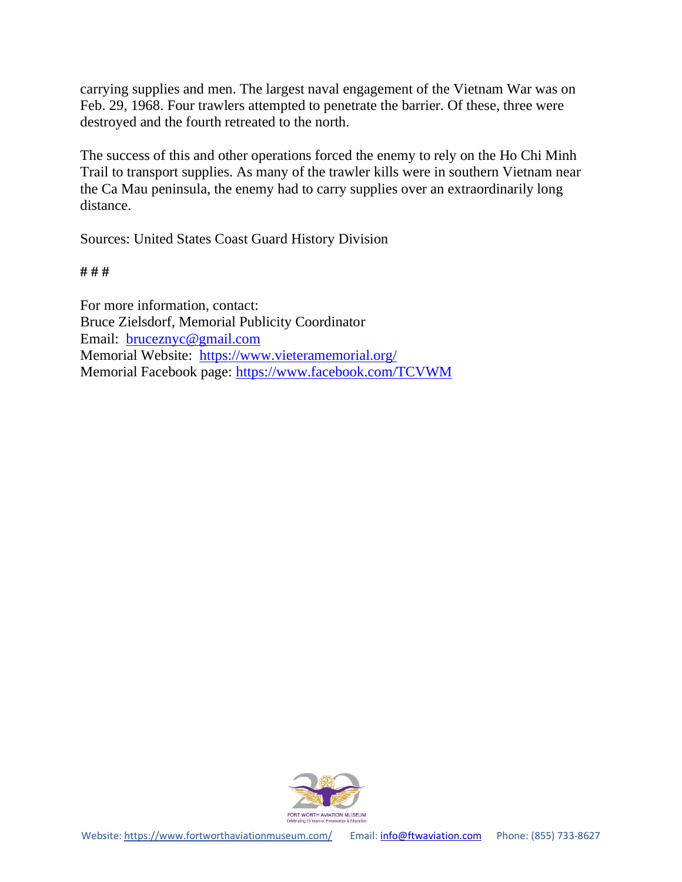carrying supplies and men. The largest naval engagement of the Vietnam War was on Feb. 29, 1968. Four trawlers attempted to penetrate the barrier. Of these, three were destroyed and the fourth retreated to the north.

The success of this and other operations forced the enemy to rely on the Ho Chi Minh Trail to transport supplies. As many of the trawler kills were in southern Vietnam near the Ca Mau peninsula, the enemy had to carry supplies over an extraordinarily long distance.

Sources: United States Coast Guard History Division

# # #

For more information, contact:
Bruce Zielsdorf, Memorial Publicity Coordinator
Email: bruceznyc@gmail.com
Memorial Website: https://www.vieteramemorial.org/
Memorial Facebook page: https://www.facebook.com/TCVWM